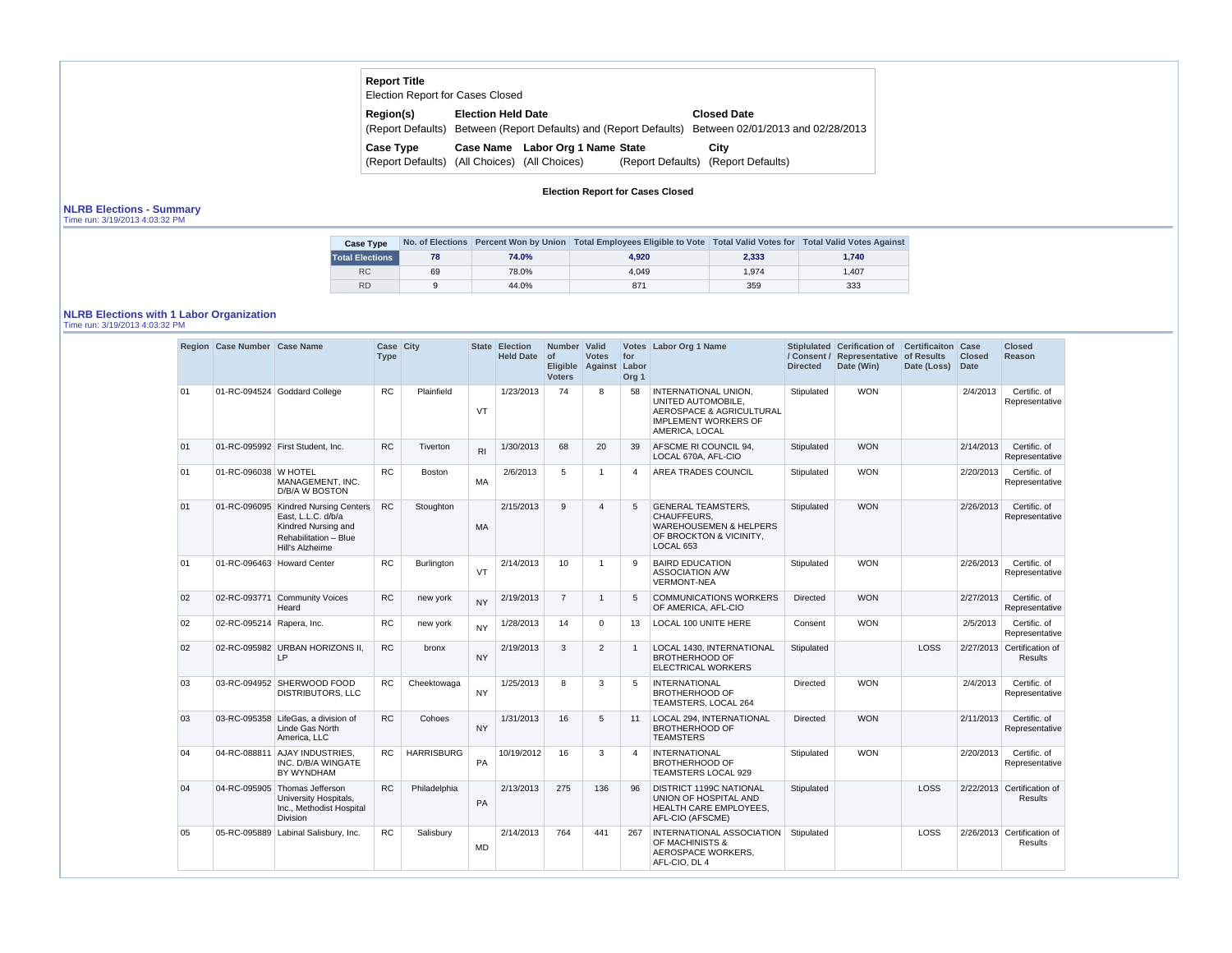**Report Title**
Election Report for Cases Closed

| Region(s) | Election Held Date | Closed Date |
|---|---|---|
| (Report Defaults) | Between (Report Defaults) and (Report Defaults) | Between 02/01/2013 and 02/28/2013 |

| Case Type | Case Name | Labor Org 1 Name | State | City |
|---|---|---|---|---|
| (Report Defaults) | (All Choices) | (All Choices) | (Report Defaults) | (Report Defaults) |

**Election Report for Cases Closed**

## NLRB Elections - Summary

Time run: 3/19/2013 4:03:32 PM

| Case Type | No. of Elections | Percent Won by Union | Total Employees Eligible to Vote | Total Valid Votes for | Total Valid Votes Against |
|---|---|---|---|---|---|
| **Total Elections** | **78** | **74.0%** | **4,920** | **2,333** | **1,740** |
| RC | 69 | 78.0% | 4,049 | 1,974 | 1,407 |
| RD | 9 | 44.0% | 871 | 359 | 333 |

## NLRB Elections with 1 Labor Organization

Time run: 3/19/2013 4:03:32 PM

| Region | Case Number | Case Name | Case Type | City | State | Election Held Date | Number of Eligible Voters | Valid Votes Against | Votes for Labor Org 1 | Labor Org 1 Name | Stiplulated / Consent / Directed | Cerification of Representative Date (Win) | Certificaiton of Results Date (Loss) | Case Closed Date | Closed Reason |
|---|---|---|---|---|---|---|---|---|---|---|---|---|---|---|---|
| 01 | 01-RC-094524 | Goddard College | RC | Plainfield | VT | 1/23/2013 | 74 | 8 | 58 | INTERNATIONAL UNION, UNITED AUTOMOBILE, AEROSPACE & AGRICULTURAL IMPLEMENT WORKERS OF AMERICA, LOCAL | Stipulated | WON | | 2/4/2013 | Certific. of Representative |
| 01 | 01-RC-095992 | First Student, Inc. | RC | Tiverton | RI | 1/30/2013 | 68 | 20 | 39 | AFSCME RI COUNCIL 94, LOCAL 670A, AFL-CIO | Stipulated | WON | | 2/14/2013 | Certific. of Representative |
| 01 | 01-RC-096038 | W HOTEL MANAGEMENT, INC. D/B/A W BOSTON | RC | Boston | MA | 2/6/2013 | 5 | 1 | 4 | AREA TRADES COUNCIL | Stipulated | WON | | 2/20/2013 | Certific. of Representative |
| 01 | 01-RC-096095 | Kindred Nursing Centers East, L.L.C. d/b/a Kindred Nursing and Rehabilitation – Blue Hill's Alzheime | RC | Stoughton | MA | 2/15/2013 | 9 | 4 | 5 | GENERAL TEAMSTERS, CHAUFFEURS, WAREHOUSEMEN & HELPERS OF BROCKTON & VICINITY, LOCAL 653 | Stipulated | WON | | 2/26/2013 | Certific. of Representative |
| 01 | 01-RC-096463 | Howard Center | RC | Burlington | VT | 2/14/2013 | 10 | 1 | 9 | BAIRD EDUCATION ASSOCIATION A/W VERMONT-NEA | Stipulated | WON | | 2/26/2013 | Certific. of Representative |
| 02 | 02-RC-093771 | Community Voices Heard | RC | new york | NY | 2/19/2013 | 7 | 1 | 5 | COMMUNICATIONS WORKERS OF AMERICA, AFL-CIO | Directed | WON | | 2/27/2013 | Certific. of Representative |
| 02 | 02-RC-095214 | Rapera, Inc. | RC | new york | NY | 1/28/2013 | 14 | 0 | 13 | LOCAL 100 UNITE HERE | Consent | WON | | 2/5/2013 | Certific. of Representative |
| 02 | 02-RC-095982 | URBAN HORIZONS II, LP | RC | bronx | NY | 2/19/2013 | 3 | 2 | 1 | LOCAL 1430, INTERNATIONAL BROTHERHOOD OF ELECTRICAL WORKERS | Stipulated | | LOSS | 2/27/2013 | Certification of Results |
| 03 | 03-RC-094952 | SHERWOOD FOOD DISTRIBUTORS, LLC | RC | Cheektowaga | NY | 1/25/2013 | 8 | 3 | 5 | INTERNATIONAL BROTHERHOOD OF TEAMSTERS, LOCAL 264 | Directed | WON | | 2/4/2013 | Certific. of Representative |
| 03 | 03-RC-095358 | LifeGas, a division of Linde Gas North America, LLC | RC | Cohoes | NY | 1/31/2013 | 16 | 5 | 11 | LOCAL 294, INTERNATIONAL BROTHERHOOD OF TEAMSTERS | Directed | WON | | 2/11/2013 | Certific. of Representative |
| 04 | 04-RC-088811 | AJAY INDUSTRIES, INC. D/B/A WINGATE BY WYNDHAM | RC | HARRISBURG | PA | 10/19/2012 | 16 | 3 | 4 | INTERNATIONAL BROTHERHOOD OF TEAMSTERS LOCAL 929 | Stipulated | WON | | 2/20/2013 | Certific. of Representative |
| 04 | 04-RC-095905 | Thomas Jefferson University Hospitals, Inc., Methodist Hospital Division | RC | Philadelphia | PA | 2/13/2013 | 275 | 136 | 96 | DISTRICT 1199C NATIONAL UNION OF HOSPITAL AND HEALTH CARE EMPLOYEES, AFL-CIO (AFSCME) | Stipulated | | LOSS | 2/22/2013 | Certification of Results |
| 05 | 05-RC-095889 | Labinal Salisbury, Inc. | RC | Salisbury | MD | 2/14/2013 | 764 | 441 | 267 | INTERNATIONAL ASSOCIATION OF MACHINISTS & AEROSPACE WORKERS, AFL-CIO, DL 4 | Stipulated | | LOSS | 2/26/2013 | Certification of Results |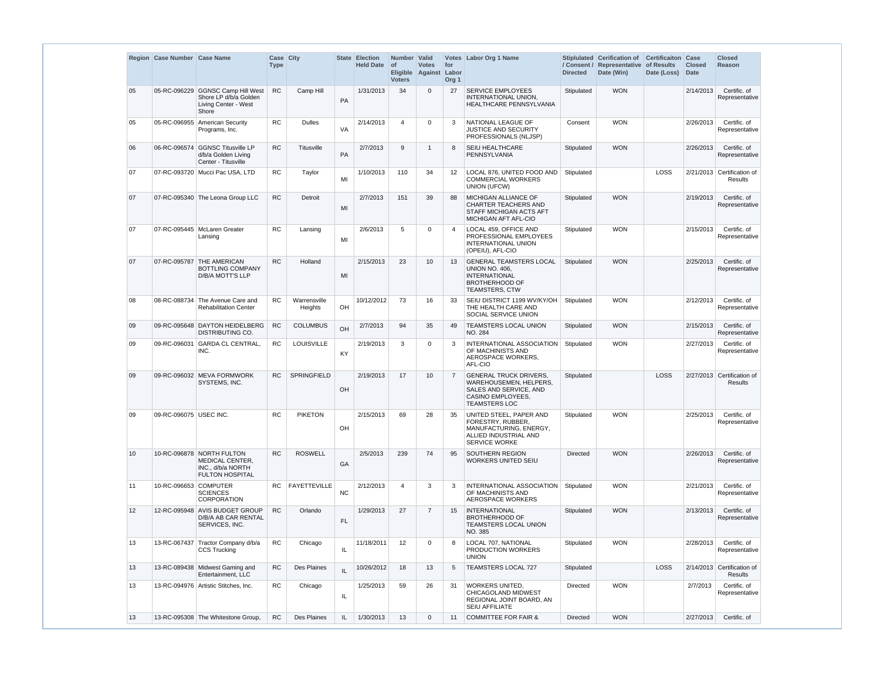| Region | Case Number | Case Name | Case Type | City | State | Election Held Date | Number of Eligible Voters | Valid Votes Against | Votes for Labor Org 1 | Labor Org 1 Name | Stiplulated / Consent / Directed | Cerification of Representative Date (Win) | Certificaiton of Results Date (Loss) | Case Closed Date | Closed Reason |
|---|---|---|---|---|---|---|---|---|---|---|---|---|---|---|---|
| 05 | 05-RC-096229 | GGNSC Camp Hill West Shore LP d/b/a Golden Living Center - West Shore | RC | Camp Hill | PA | 1/31/2013 | 34 | 0 | 27 | SERVICE EMPLOYEES INTERNATIONAL UNION, HEALTHCARE PENNSYLVANIA | Stipulated | WON | | 2/14/2013 | Certific. of Representative |
| 05 | 05-RC-096955 | American Security Programs, Inc. | RC | Dulles | VA | 2/14/2013 | 4 | 0 | 3 | NATIONAL LEAGUE OF JUSTICE AND SECURITY PROFESSIONALS (NLJSP) | Consent | WON | | 2/26/2013 | Certific. of Representative |
| 06 | 06-RC-096574 | GGNSC Titusville LP d/b/a Golden Living Center - Titusville | RC | Titusville | PA | 2/7/2013 | 9 | 1 | 8 | SEIU HEALTHCARE PENNSYLVANIA | Stipulated | WON | | 2/26/2013 | Certific. of Representative |
| 07 | 07-RC-093720 | Mucci Pac USA, LTD | RC | Taylor | MI | 1/10/2013 | 110 | 34 | 12 | LOCAL 876, UNITED FOOD AND COMMERCIAL WORKERS UNION (UFCW) | Stipulated | | LOSS | 2/21/2013 | Certification of Results |
| 07 | 07-RC-095340 | The Leona Group LLC | RC | Detroit | MI | 2/7/2013 | 151 | 39 | 88 | MICHIGAN ALLIANCE OF CHARTER TEACHERS AND STAFF MICHIGAN ACTS AFT MICHIGAN AFT AFL-CIO | Stipulated | WON | | 2/19/2013 | Certific. of Representative |
| 07 | 07-RC-095445 | McLaren Greater Lansing | RC | Lansing | MI | 2/6/2013 | 5 | 0 | 4 | LOCAL 459, OFFICE AND PROFESSIONAL EMPLOYEES INTERNATIONAL UNION (OPEIU), AFL-CIO | Stipulated | WON | | 2/15/2013 | Certific. of Representative |
| 07 | 07-RC-095787 | THE AMERICAN BOTTLING COMPANY D/B/A MOTT'S LLP | RC | Holland | MI | 2/15/2013 | 23 | 10 | 13 | GENERAL TEAMSTERS LOCAL UNION NO. 406, INTERNATIONAL BROTHERHOOD OF TEAMSTERS, CTW | Stipulated | WON | | 2/25/2013 | Certific. of Representative |
| 08 | 08-RC-088734 | The Avenue Care and Rehabilitation Center | RC | Warrensville Heights | OH | 10/12/2012 | 73 | 16 | 33 | SEIU DISTRICT 1199 WV/KY/OH THE HEALTH CARE AND SOCIAL SERVICE UNION | Stipulated | WON | | 2/12/2013 | Certific. of Representative |
| 09 | 09-RC-095648 | DAYTON HEIDELBERG DISTRIBUTING CO. | RC | COLUMBUS | OH | 2/7/2013 | 94 | 35 | 49 | TEAMSTERS LOCAL UNION NO. 284 | Stipulated | WON | | 2/15/2013 | Certific. of Representative |
| 09 | 09-RC-096031 | GARDA CL CENTRAL, INC. | RC | LOUISVILLE | KY | 2/19/2013 | 3 | 0 | 3 | INTERNATIONAL ASSOCIATION OF MACHINISTS AND AEROSPACE WORKERS, AFL-CIO | Stipulated | WON | | 2/27/2013 | Certific. of Representative |
| 09 | 09-RC-096032 | MEVA FORMWORK SYSTEMS, INC. | RC | SPRINGFIELD | OH | 2/19/2013 | 17 | 10 | 7 | GENERAL TRUCK DRIVERS, WAREHOUSEMEN, HELPERS, SALES AND SERVICE, AND CASINO EMPLOYEES, TEAMSTERS LOC | Stipulated | | LOSS | 2/27/2013 | Certification of Results |
| 09 | 09-RC-096075 | USEC INC. | RC | PIKETON | OH | 2/15/2013 | 69 | 28 | 35 | UNITED STEEL, PAPER AND FORESTRY, RUBBER, MANUFACTURING, ENERGY, ALLIED INDUSTRIAL AND SERVICE WORKE | Stipulated | WON | | 2/25/2013 | Certific. of Representative |
| 10 | 10-RC-096878 | NORTH FULTON MEDICAL CENTER, INC., d/b/a NORTH FULTON HOSPITAL | RC | ROSWELL | GA | 2/5/2013 | 239 | 74 | 95 | SOUTHERN REGION WORKERS UNITED SEIU | Directed | WON | | 2/26/2013 | Certific. of Representative |
| 11 | 10-RC-096653 | COMPUTER SCIENCES CORPORATION | RC | FAYETTEVILLE | NC | 2/12/2013 | 4 | 3 | 3 | INTERNATIONAL ASSOCIATION OF MACHINISTS AND AEROSPACE WORKERS | Stipulated | WON | | 2/21/2013 | Certific. of Representative |
| 12 | 12-RC-095948 | AVIS BUDGET GROUP D/B/A AB CAR RENTAL SERVICES, INC. | RC | Orlando | FL | 1/29/2013 | 27 | 7 | 15 | INTERNATIONAL BROTHERHOOD OF TEAMSTERS LOCAL UNION NO. 385 | Stipulated | WON | | 2/13/2013 | Certific. of Representative |
| 13 | 13-RC-067437 | Tractor Company d/b/a CCS Trucking | RC | Chicago | IL | 11/18/2011 | 12 | 0 | 8 | LOCAL 707, NATIONAL PRODUCTION WORKERS UNION | Stipulated | WON | | 2/28/2013 | Certific. of Representative |
| 13 | 13-RC-089438 | Midwest Gaming and Entertainment, LLC | RC | Des Plaines | IL | 10/26/2012 | 18 | 13 | 5 | TEAMSTERS LOCAL 727 | Stipulated | | LOSS | 2/14/2013 | Certification of Results |
| 13 | 13-RC-094976 | Artistic Stitches, Inc. | RC | Chicago | IL | 1/25/2013 | 59 | 26 | 31 | WORKERS UNITED, CHICAGOLAND MIDWEST REGIONAL JOINT BOARD, AN SEIU AFFILIATE | Directed | WON | | 2/7/2013 | Certific. of Representative |
| 13 | 13-RC-095308 | The Whitestone Group, | RC | Des Plaines | IL | 1/30/2013 | 13 | 0 | 11 | COMMITTEE FOR FAIR & | Directed | WON | | 2/27/2013 | Certific. of |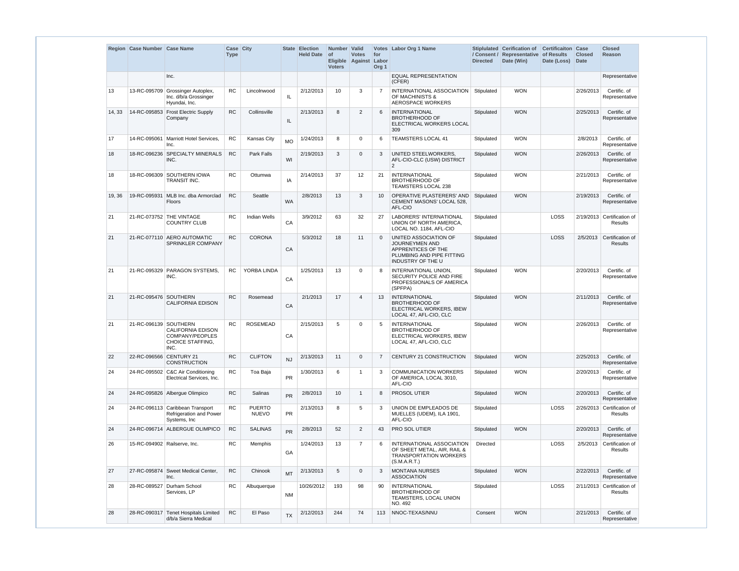| Region | Case Number | Case Name | Case Type | City | State | Election Held Date | Number of Eligible Voters | Valid Votes Against | Votes for Labor Org 1 | Labor Org 1 Name | Stiplulated / Consent / Directed | Cerification of Representative Date (Win) | Certificaiton of Results Date (Loss) | Case Closed Date | Closed Reason |
|---|---|---|---|---|---|---|---|---|---|---|---|---|---|---|---|
| | | Inc. | | | | | | | | EQUAL REPRESENTATION (CFER) | | | | | Representative |
| 13 | 13-RC-095709 | Grossinger Autoplex, Inc. d/b/a Grossinger Hyundai, Inc. | RC | Lincolnwood | IL | 2/12/2013 | 10 | 3 | 7 | INTERNATIONAL ASSOCIATION OF MACHINISTS & AEROSPACE WORKERS | Stipulated | WON | | 2/26/2013 | Certific. of Representative |
| 14, 33 | 14-RC-095853 | Frost Electric Supply Company | RC | Collinsville | IL | 2/13/2013 | 8 | 2 | 6 | INTERNATIONAL BROTHERHOOD OF ELECTRICAL WORKERS LOCAL 309 | Stipulated | WON | | 2/25/2013 | Certific. of Representative |
| 17 | 14-RC-095061 | Marriott Hotel Services, Inc. | RC | Kansas City | MO | 1/24/2013 | 8 | 0 | 6 | TEAMSTERS LOCAL 41 | Stipulated | WON | | 2/8/2013 | Certific. of Representative |
| 18 | 18-RC-096236 | SPECIALTY MINERALS INC. | RC | Park Falls | WI | 2/19/2013 | 3 | 0 | 3 | UNITED STEELWORKERS, AFL-CIO-CLC (USW) DISTRICT 2 | Stipulated | WON | | 2/26/2013 | Certific. of Representative |
| 18 | 18-RC-096309 | SOUTHERN IOWA TRANSIT INC. | RC | Ottumwa | IA | 2/14/2013 | 37 | 12 | 21 | INTERNATIONAL BROTHERHOOD OF TEAMSTERS LOCAL 238 | Stipulated | WON | | 2/21/2013 | Certific. of Representative |
| 19, 36 | 19-RC-095931 | MLB Inc. dba Armorclad Floors | RC | Seattle | WA | 2/8/2013 | 13 | 3 | 10 | OPERATIVE PLASTERERS' AND CEMENT MASONS' LOCAL 528, AFL-CIO | Stipulated | WON | | 2/19/2013 | Certific. of Representative |
| 21 | 21-RC-073752 | THE VINTAGE COUNTRY CLUB | RC | Indian Wells | CA | 3/9/2012 | 63 | 32 | 27 | LABORERS' INTERNATIONAL UNION OF NORTH AMERICA, LOCAL NO. 1184, AFL-CIO | Stipulated | | LOSS | 2/19/2013 | Certification of Results |
| 21 | 21-RC-077110 | AERO AUTOMATIC SPRINKLER COMPANY | RC | CORONA | CA | 5/3/2012 | 18 | 11 | 0 | UNITED ASSOCIATION OF JOURNEYMEN AND APPRENTICES OF THE PLUMBING AND PIPE FITTING INDUSTRY OF THE U | Stipulated | | LOSS | 2/5/2013 | Certification of Results |
| 21 | 21-RC-095329 | PARAGON SYSTEMS, INC. | RC | YORBA LINDA | CA | 1/25/2013 | 13 | 0 | 8 | INTERNATIONAL UNION, SECURITY POLICE AND FIRE PROFESSIONALS OF AMERICA (SPFPA) | Stipulated | WON | | 2/20/2013 | Certific. of Representative |
| 21 | 21-RC-095476 | SOUTHERN CALIFORNIA EDISON | RC | Rosemead | CA | 2/1/2013 | 17 | 4 | 13 | INTERNATIONAL BROTHERHOOD OF ELECTRICAL WORKERS, IBEW LOCAL 47, AFL-CIO, CLC | Stipulated | WON | | 2/11/2013 | Certific. of Representative |
| 21 | 21-RC-096139 | SOUTHERN CALIFORNIA EDISON COMPANY/PEOPLES CHOICE STAFFING, INC. | RC | ROSEMEAD | CA | 2/15/2013 | 5 | 0 | 5 | INTERNATIONAL BROTHERHOOD OF ELECTRICAL WORKERS, IBEW LOCAL 47, AFL-CIO, CLC | Stipulated | WON | | 2/26/2013 | Certific. of Representative |
| 22 | 22-RC-096566 | CENTURY 21 CONSTRUCTION | RC | CLIFTON | NJ | 2/13/2013 | 11 | 0 | 7 | CENTURY 21 CONSTRUCTION | Stipulated | WON | | 2/25/2013 | Certific. of Representative |
| 24 | 24-RC-095502 | C&C Air Conditioning Electrical Services, Inc. | RC | Toa Baja | PR | 1/30/2013 | 6 | 1 | 3 | COMMUNICATION WORKERS OF AMERICA, LOCAL 3010, AFL-CIO | Stipulated | WON | | 2/20/2013 | Certific. of Representative |
| 24 | 24-RC-095826 | Albergue Olimpico | RC | Salinas | PR | 2/8/2013 | 10 | 1 | 8 | PROSOL UTIER | Stipulated | WON | | 2/20/2013 | Certific. of Representative |
| 24 | 24-RC-096113 | Caribbean Transport Refrigeration and Power Systems, Inc | RC | PUERTO NUEVO | PR | 2/13/2013 | 8 | 5 | 3 | UNION DE EMPLEADOS DE MUELLES (UDEM), ILA 1901, AFL-CIO | Stipulated | | LOSS | 2/26/2013 | Certification of Results |
| 24 | 24-RC-096714 | ALBERGUE OLIMPICO | RC | SALINAS | PR | 2/8/2013 | 52 | 2 | 43 | PRO SOL UTIER | Stipulated | WON | | 2/20/2013 | Certific. of Representative |
| 26 | 15-RC-094902 | Railserve, Inc. | RC | Memphis | GA | 1/24/2013 | 13 | 7 | 6 | INTERNATIONAL ASSOCIATION OF SHEET METAL, AIR, RAIL & TRANSPORTATION WORKERS (S.M.A.R.T.) | Directed | | LOSS | 2/5/2013 | Certification of Results |
| 27 | 27-RC-095874 | Sweet Medical Center, Inc. | RC | Chinook | MT | 2/13/2013 | 5 | 0 | 3 | MONTANA NURSES ASSOCIATION | Stipulated | WON | | 2/22/2013 | Certific. of Representative |
| 28 | 28-RC-089527 | Durham School Services, LP | RC | Albuquerque | NM | 10/26/2012 | 193 | 98 | 90 | INTERNATIONAL BROTHERHOOD OF TEAMSTERS, LOCAL UNION NO. 492 | Stipulated | | LOSS | 2/11/2013 | Certification of Results |
| 28 | 28-RC-090317 | Tenet Hospitals Limited d/b/a Sierra Medical | RC | El Paso | TX | 2/12/2013 | 244 | 74 | 113 | NNOC-TEXAS/NNU | Consent | WON | | 2/21/2013 | Certific. of Representative |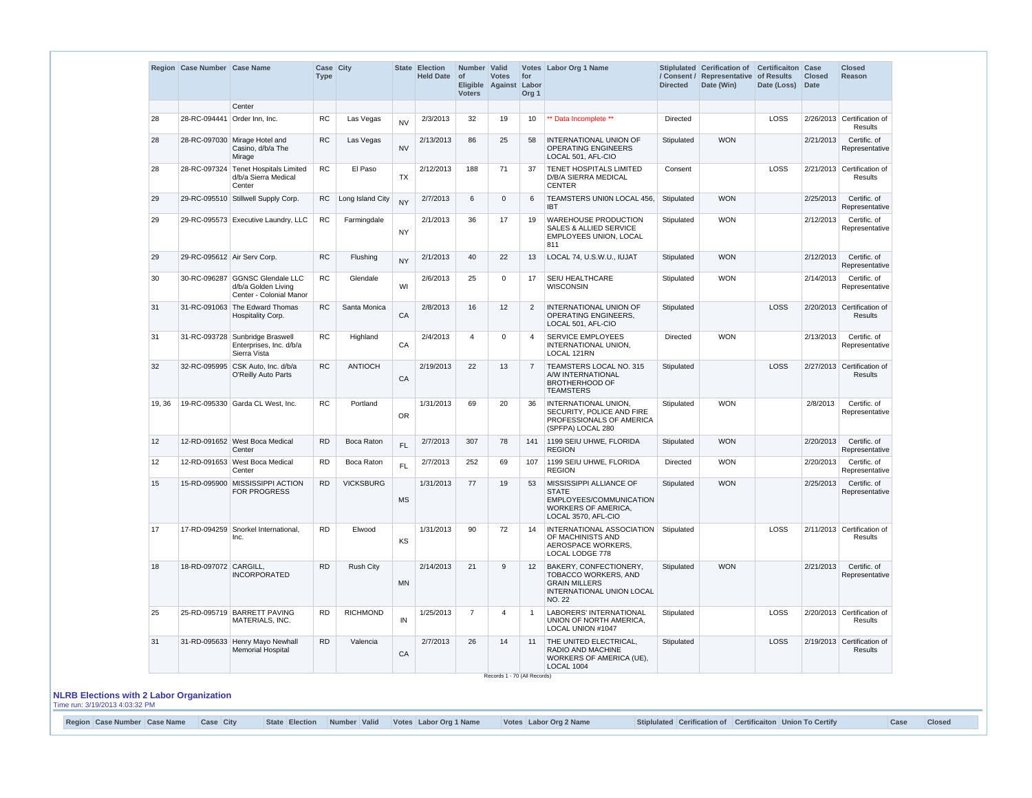| Region | Case Number | Case Name | Case Type | City | State | Election Held Date | Number of Eligible Voters | Valid Votes Against | Votes for Labor Org 1 | Labor Org 1 Name | Stiplulated / Consent / Directed | Cerification of Representative Date (Win) | Certificaiton of Results Date (Loss) | Case Closed Date | Closed Reason |
|---|---|---|---|---|---|---|---|---|---|---|---|---|---|---|---|
| | | Center | | | | | | | | | | | | | |
| 28 | 28-RC-094441 | Order Inn, Inc. | RC | Las Vegas | NV | 2/3/2013 | 32 | 19 | 10 | ** Data Incomplete ** | Directed | | LOSS | 2/26/2013 | Certification of Results |
| 28 | 28-RC-097030 | Mirage Hotel and Casino, d/b/a The Mirage | RC | Las Vegas | NV | 2/13/2013 | 86 | 25 | 58 | INTERNATIONAL UNION OF OPERATING ENGINEERS LOCAL 501, AFL-CIO | Stipulated | WON | | 2/21/2013 | Certific. of Representative |
| 28 | 28-RC-097324 | Tenet Hospitals Limited d/b/a Sierra Medical Center | RC | El Paso | TX | 2/12/2013 | 188 | 71 | 37 | TENET HOSPITALS LIMITED D/B/A SIERRA MEDICAL CENTER | Consent | | LOSS | 2/21/2013 | Certification of Results |
| 29 | 29-RC-095510 | Stillwell Supply Corp. | RC | Long Island City | NY | 2/7/2013 | 6 | 0 | 6 | TEAMSTERS UNI0N LOCAL 456, IBT | Stipulated | WON | | 2/25/2013 | Certific. of Representative |
| 29 | 29-RC-095573 | Executive Laundry, LLC | RC | Farmingdale | NY | 2/1/2013 | 36 | 17 | 19 | WAREHOUSE PRODUCTION SALES & ALLIED SERVICE EMPLOYEES UNION, LOCAL 811 | Stipulated | WON | | 2/12/2013 | Certific. of Representative |
| 29 | 29-RC-095612 | Air Serv Corp. | RC | Flushing | NY | 2/1/2013 | 40 | 22 | 13 | LOCAL 74, U.S.W.U., IUJAT | Stipulated | WON | | 2/12/2013 | Certific. of Representative |
| 30 | 30-RC-096287 | GGNSC Glendale LLC d/b/a Golden Living Center - Colonial Manor | RC | Glendale | WI | 2/6/2013 | 25 | 0 | 17 | SEIU HEALTHCARE WISCONSIN | Stipulated | WON | | 2/14/2013 | Certific. of Representative |
| 31 | 31-RC-091063 | The Edward Thomas Hospitality Corp. | RC | Santa Monica | CA | 2/8/2013 | 16 | 12 | 2 | INTERNATIONAL UNION OF OPERATING ENGINEERS, LOCAL 501, AFL-CIO | Stipulated | | LOSS | 2/20/2013 | Certification of Results |
| 31 | 31-RC-093728 | Sunbridge Braswell Enterprises, Inc. d/b/a Sierra Vista | RC | Highland | CA | 2/4/2013 | 4 | 0 | 4 | SERVICE EMPLOYEES INTERNATIONAL UNION, LOCAL 121RN | Directed | WON | | 2/13/2013 | Certific. of Representative |
| 32 | 32-RC-095995 | CSK Auto, Inc. d/b/a O'Reilly Auto Parts | RC | ANTIOCH | CA | 2/19/2013 | 22 | 13 | 7 | TEAMSTERS LOCAL NO. 315 A/W INTERNATIONAL BROTHERHOOD OF TEAMSTERS | Stipulated | | LOSS | 2/27/2013 | Certification of Results |
| 19, 36 | 19-RC-095330 | Garda CL West, Inc. | RC | Portland | OR | 1/31/2013 | 69 | 20 | 36 | INTERNATIONAL UNION, SECURITY, POLICE AND FIRE PROFESSIONALS OF AMERICA (SPFPA) LOCAL 280 | Stipulated | WON | | 2/8/2013 | Certific. of Representative |
| 12 | 12-RD-091652 | West Boca Medical Center | RD | Boca Raton | FL | 2/7/2013 | 307 | 78 | 141 | 1199 SEIU UHWE, FLORIDA REGION | Stipulated | WON | | 2/20/2013 | Certific. of Representative |
| 12 | 12-RD-091653 | West Boca Medical Center | RD | Boca Raton | FL | 2/7/2013 | 252 | 69 | 107 | 1199 SEIU UHWE, FLORIDA REGION | Directed | WON | | 2/20/2013 | Certific. of Representative |
| 15 | 15-RD-095900 | MISSISSIPPI ACTION FOR PROGRESS | RD | VICKSBURG | MS | 1/31/2013 | 77 | 19 | 53 | MISSISSIPPI ALLIANCE OF STATE EMPLOYEES/COMMUNICATION WORKERS OF AMERICA, LOCAL 3570, AFL-CIO | Stipulated | WON | | 2/25/2013 | Certific. of Representative |
| 17 | 17-RD-094259 | Snorkel International, Inc. | RD | Elwood | KS | 1/31/2013 | 90 | 72 | 14 | INTERNATIONAL ASSOCIATION OF MACHINISTS AND AEROSPACE WORKERS, LOCAL LODGE 778 | Stipulated | | LOSS | 2/11/2013 | Certification of Results |
| 18 | 18-RD-097072 | CARGILL, INCORPORATED | RD | Rush City | MN | 2/14/2013 | 21 | 9 | 12 | BAKERY, CONFECTIONERY, TOBACCO WORKERS, AND GRAIN MILLERS INTERNATIONAL UNION LOCAL NO. 22 | Stipulated | WON | | 2/21/2013 | Certific. of Representative |
| 25 | 25-RD-095719 | BARRETT PAVING MATERIALS, INC. | RD | RICHMOND | IN | 1/25/2013 | 7 | 4 | 1 | LABORERS' INTERNATIONAL UNION OF NORTH AMERICA, LOCAL UNION #1047 | Stipulated | | LOSS | 2/20/2013 | Certification of Results |
| 31 | 31-RD-095633 | Henry Mayo Newhall Memorial Hospital | RD | Valencia | CA | 2/7/2013 | 26 | 14 | 11 | THE UNITED ELECTRICAL, RADIO AND MACHINE WORKERS OF AMERICA (UE), LOCAL 1004 | Stipulated | | LOSS | 2/19/2013 | Certification of Results |

Records 1 - 70 (All Records)

## NLRB Elections with 2 Labor Organization

Time run: 3/19/2013 4:03:32 PM

| Region | Case Number | Case Name | Case Type | City | State | Election | Number | Valid | Votes | Labor Org 1 Name | Votes | Labor Org 2 Name | Stiplulated | Cerification of | Certificaiton | Union To Certify | Case | Closed |
|---|---|---|---|---|---|---|---|---|---|---|---|---|---|---|---|---|---|---|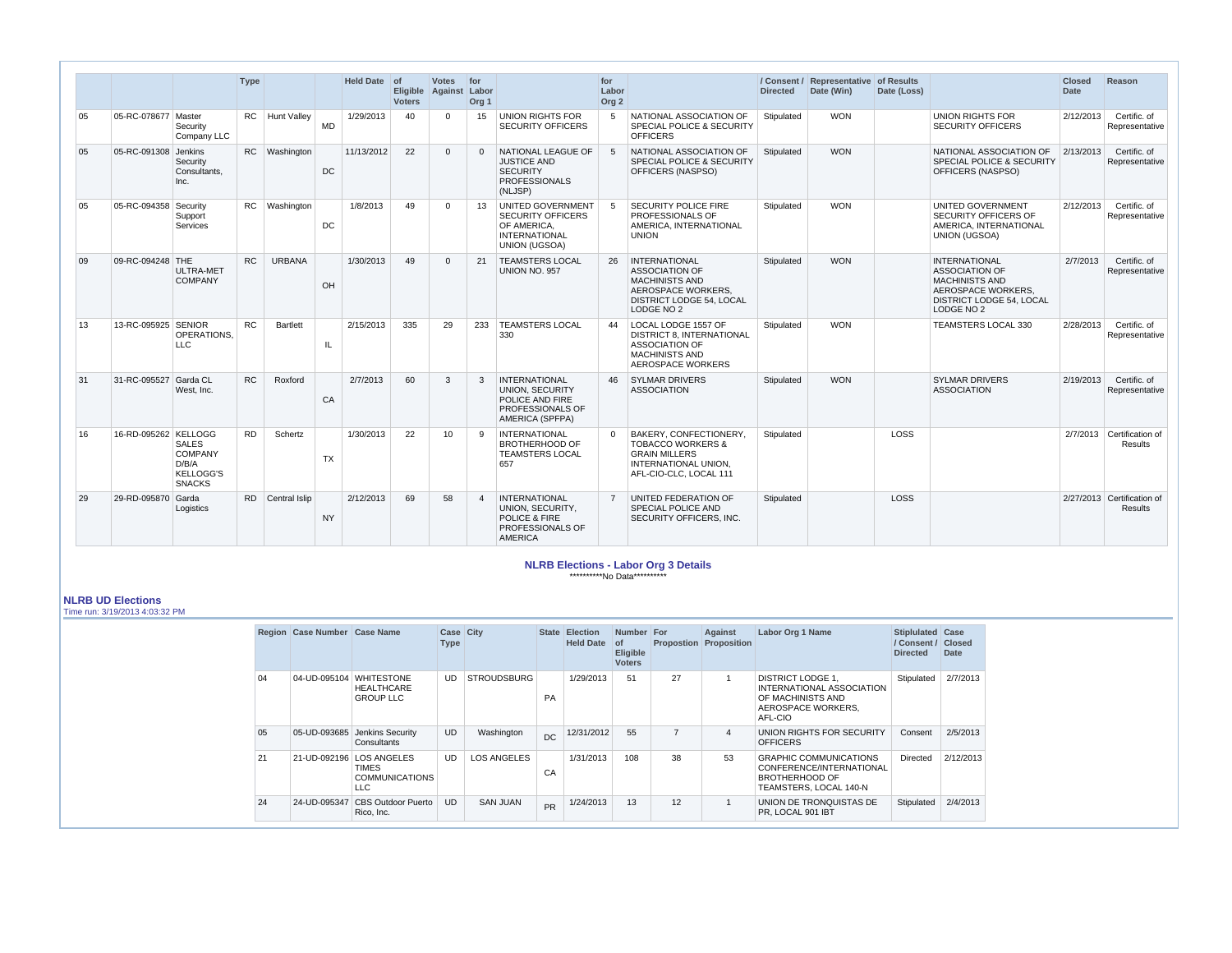| | | | Type | | | Held Date | of Eligible Voters | Votes Against | for Labor Org 1 | | for Labor Org 2 | | / Consent / Directed | Representative Date (Win) | of Results Date (Loss) | | Closed Date | Reason |
|---|---|---|---|---|---|---|---|---|---|---|---|---|---|---|---|---|---|---|
| 05 | 05-RC-078677 | Master Security Company LLC | RC | Hunt Valley | MD | 1/29/2013 | 40 | 0 | 15 | UNION RIGHTS FOR SECURITY OFFICERS | 5 | NATIONAL ASSOCIATION OF SPECIAL POLICE & SECURITY OFFICERS | Stipulated | WON | | UNION RIGHTS FOR SECURITY OFFICERS | 2/12/2013 | Certific. of Representative |
| 05 | 05-RC-091308 | Jenkins Security Consultants, Inc. | RC | Washington | DC | 11/13/2012 | 22 | 0 | 0 | NATIONAL LEAGUE OF JUSTICE AND SECURITY PROFESSIONALS (NLJSP) | 5 | NATIONAL ASSOCIATION OF SPECIAL POLICE & SECURITY OFFICERS (NASPSO) | Stipulated | WON | | NATIONAL ASSOCIATION OF SPECIAL POLICE & SECURITY OFFICERS (NASPSO) | 2/13/2013 | Certific. of Representative |
| 05 | 05-RC-094358 | Security Support Services | RC | Washington | DC | 1/8/2013 | 49 | 0 | 13 | UNITED GOVERNMENT SECURITY OFFICERS OF AMERICA, INTERNATIONAL UNION (UGSOA) | 5 | SECURITY POLICE FIRE PROFESSIONALS OF AMERICA, INTERNATIONAL UNION | Stipulated | WON | | UNITED GOVERNMENT SECURITY OFFICERS OF AMERICA, INTERNATIONAL UNION (UGSOA) | 2/12/2013 | Certific. of Representative |
| 09 | 09-RC-094248 | THE ULTRA-MET COMPANY | RC | URBANA | OH | 1/30/2013 | 49 | 0 | 21 | TEAMSTERS LOCAL UNION NO. 957 | 26 | INTERNATIONAL ASSOCIATION OF MACHINISTS AND AEROSPACE WORKERS, DISTRICT LODGE 54, LOCAL LODGE NO 2 | Stipulated | WON | | INTERNATIONAL ASSOCIATION OF MACHINISTS AND AEROSPACE WORKERS, DISTRICT LODGE 54, LOCAL LODGE NO 2 | 2/7/2013 | Certific. of Representative |
| 13 | 13-RC-095925 | SENIOR OPERATIONS, LLC | RC | Bartlett | IL | 2/15/2013 | 335 | 29 | 233 | TEAMSTERS LOCAL 330 | 44 | LOCAL LODGE 1557 OF DISTRICT 8, INTERNATIONAL ASSOCIATION OF MACHINISTS AND AEROSPACE WORKERS | Stipulated | WON | | TEAMSTERS LOCAL 330 | 2/28/2013 | Certific. of Representative |
| 31 | 31-RC-095527 | Garda CL West, Inc. | RC | Roxford | CA | 2/7/2013 | 60 | 3 | 3 | INTERNATIONAL UNION, SECURITY POLICE AND FIRE PROFESSIONALS OF AMERICA (SPFPA) | 46 | SYLMAR DRIVERS ASSOCIATION | Stipulated | WON | | SYLMAR DRIVERS ASSOCIATION | 2/19/2013 | Certific. of Representative |
| 16 | 16-RD-095262 | KELLOGG SALES COMPANY D/B/A KELLOGG'S SNACKS | RD | Schertz | TX | 1/30/2013 | 22 | 10 | 9 | INTERNATIONAL BROTHERHOOD OF TEAMSTERS LOCAL 657 | 0 | BAKERY, CONFECTIONERY, TOBACCO WORKERS & GRAIN MILLERS INTERNATIONAL UNION, AFL-CIO-CLC, LOCAL 111 | Stipulated | | LOSS | | 2/7/2013 | Certification of Results |
| 29 | 29-RD-095870 | Garda Logistics | RD | Central Islip | NY | 2/12/2013 | 69 | 58 | 4 | INTERNATIONAL UNION, SECURITY, POLICE & FIRE PROFESSIONALS OF AMERICA | 7 | UNITED FEDERATION OF SPECIAL POLICE AND SECURITY OFFICERS, INC. | Stipulated | | LOSS | | 2/27/2013 | Certification of Results |

## NLRB Elections - Labor Org 3 Details

\*\*\*\*\*\*\*\*\*\*No Data\*\*\*\*\*\*\*\*\*\*

## NLRB UD Elections

Time run: 3/19/2013 4:03:32 PM

| Region | Case Number | Case Name | Case Type | City | State | Election Held Date | Number of Eligible Voters | For Propostion | Against Proposition | Labor Org 1 Name | Stiplulated / Consent / Directed | Case Closed Date |
|---|---|---|---|---|---|---|---|---|---|---|---|---|
| 04 | 04-UD-095104 | WHITESTONE HEALTHCARE GROUP LLC | UD | STROUDSBURG | PA | 1/29/2013 | 51 | 27 | 1 | DISTRICT LODGE 1, INTERNATIONAL ASSOCIATION OF MACHINISTS AND AEROSPACE WORKERS, AFL-CIO | Stipulated | 2/7/2013 |
| 05 | 05-UD-093685 | Jenkins Security Consultants | UD | Washington | DC | 12/31/2012 | 55 | 7 | 4 | UNION RIGHTS FOR SECURITY OFFICERS | Consent | 2/5/2013 |
| 21 | 21-UD-092196 | LOS ANGELES TIMES COMMUNICATIONS LLC | UD | LOS ANGELES | CA | 1/31/2013 | 108 | 38 | 53 | GRAPHIC COMMUNICATIONS CONFERENCE/INTERNATIONAL BROTHERHOOD OF TEAMSTERS, LOCAL 140-N | Directed | 2/12/2013 |
| 24 | 24-UD-095347 | CBS Outdoor Puerto Rico, Inc. | UD | SAN JUAN | PR | 1/24/2013 | 13 | 12 | 1 | UNION DE TRONQUISTAS DE PR, LOCAL 901 IBT | Stipulated | 2/4/2013 |